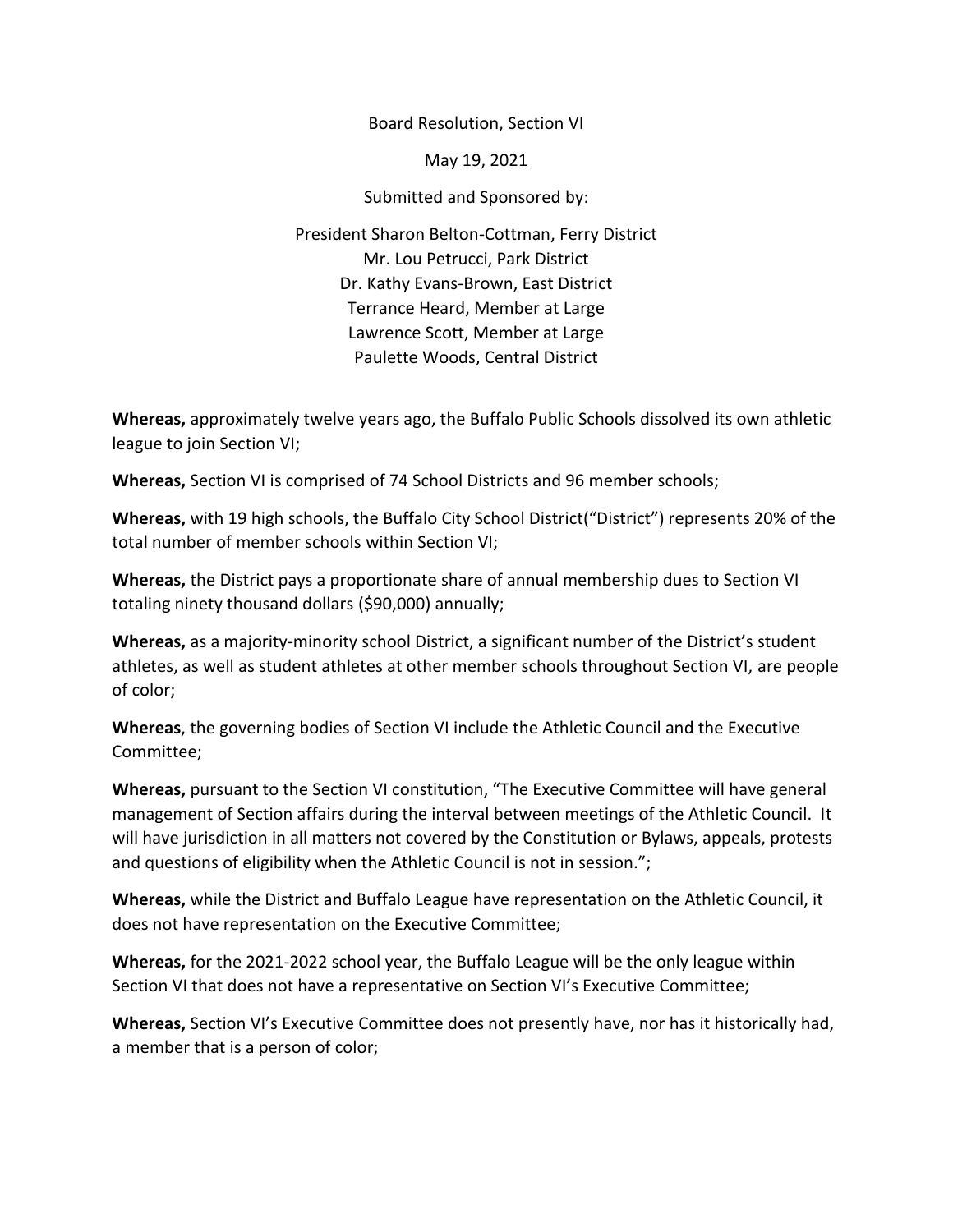Board Resolution, Section VI

May 19, 2021

Submitted and Sponsored by:

President Sharon Belton-Cottman, Ferry District
Mr. Lou Petrucci, Park District
Dr. Kathy Evans-Brown, East District
Terrance Heard, Member at Large
Lawrence Scott, Member at Large
Paulette Woods, Central District

**Whereas,** approximately twelve years ago, the Buffalo Public Schools dissolved its own athletic league to join Section VI;

**Whereas,** Section VI is comprised of 74 School Districts and 96 member schools;

**Whereas,** with 19 high schools, the Buffalo City School District("District") represents 20% of the total number of member schools within Section VI;

**Whereas,** the District pays a proportionate share of annual membership dues to Section VI totaling ninety thousand dollars ($90,000) annually;

**Whereas,** as a majority-minority school District, a significant number of the District's student athletes, as well as student athletes at other member schools throughout Section VI, are people of color;

**Whereas**, the governing bodies of Section VI include the Athletic Council and the Executive Committee;

**Whereas,** pursuant to the Section VI constitution, "The Executive Committee will have general management of Section affairs during the interval between meetings of the Athletic Council. It will have jurisdiction in all matters not covered by the Constitution or Bylaws, appeals, protests and questions of eligibility when the Athletic Council is not in session.";

**Whereas,** while the District and Buffalo League have representation on the Athletic Council, it does not have representation on the Executive Committee;

**Whereas,** for the 2021-2022 school year, the Buffalo League will be the only league within Section VI that does not have a representative on Section VI's Executive Committee;

**Whereas,** Section VI's Executive Committee does not presently have, nor has it historically had, a member that is a person of color;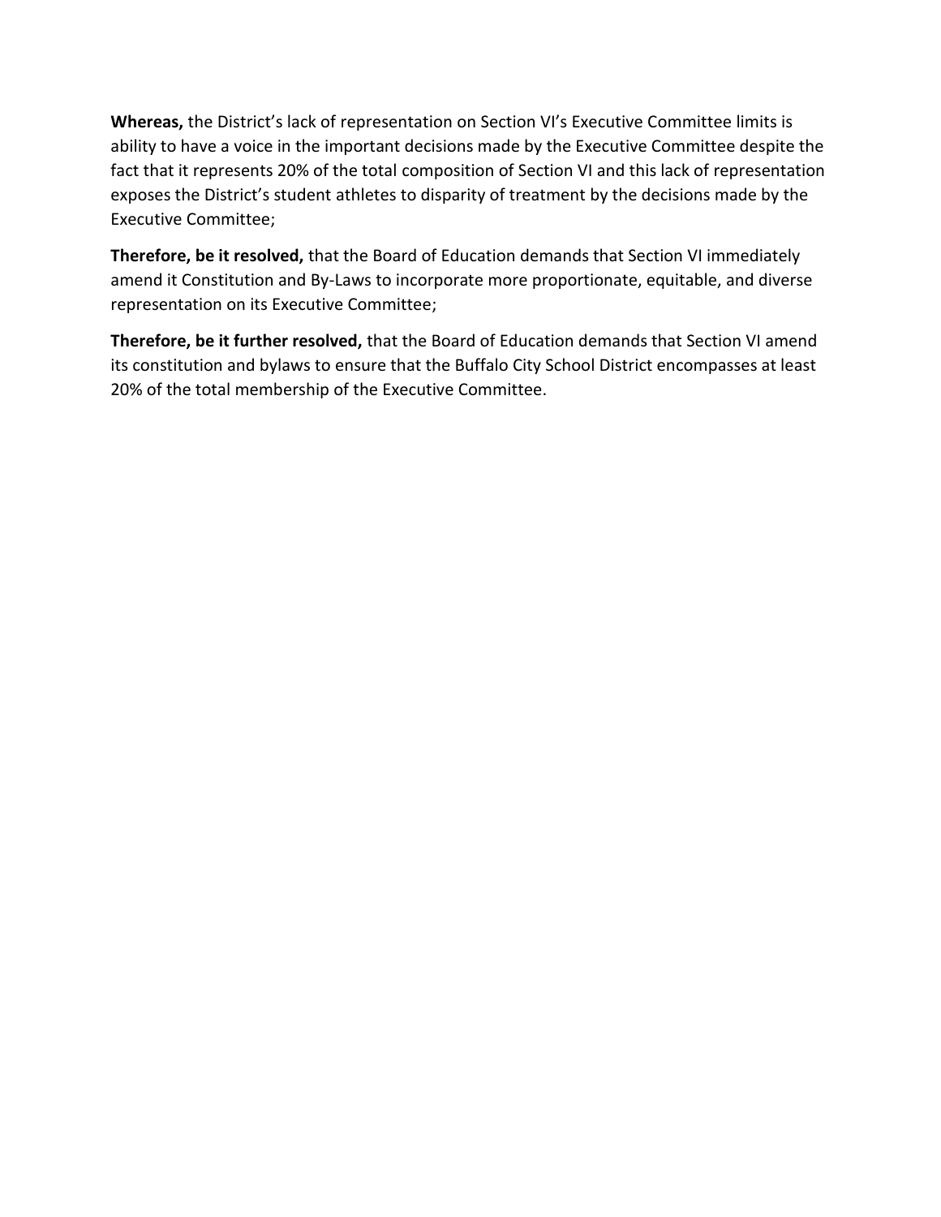**Whereas,** the District's lack of representation on Section VI's Executive Committee limits is ability to have a voice in the important decisions made by the Executive Committee despite the fact that it represents 20% of the total composition of Section VI and this lack of representation exposes the District's student athletes to disparity of treatment by the decisions made by the Executive Committee;

**Therefore, be it resolved,** that the Board of Education demands that Section VI immediately amend it Constitution and By-Laws to incorporate more proportionate, equitable, and diverse representation on its Executive Committee;

**Therefore, be it further resolved,** that the Board of Education demands that Section VI amend its constitution and bylaws to ensure that the Buffalo City School District encompasses at least 20% of the total membership of the Executive Committee.